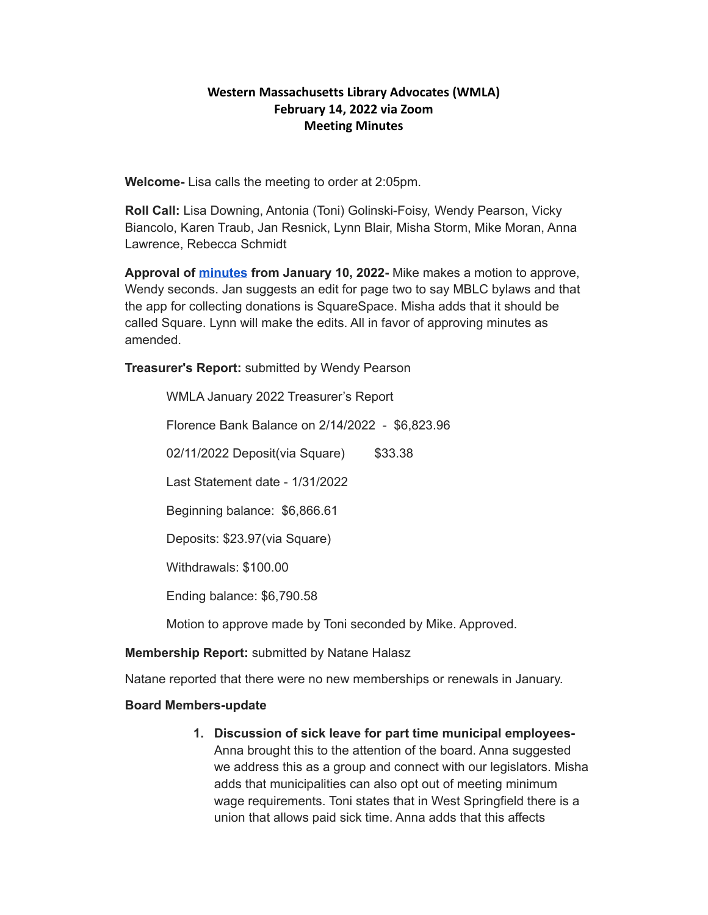# Western Massachusetts Library Advocates (WMLA)
## February 14, 2022 via Zoom
## Meeting Minutes

**Welcome-** Lisa calls the meeting to order at 2:05pm.

**Roll Call:** Lisa Downing, Antonia (Toni) Golinski-Foisy, Wendy Pearson, Vicky Biancolo, Karen Traub, Jan Resnick, Lynn Blair, Misha Storm, Mike Moran, Anna Lawrence, Rebecca Schmidt

**Approval of minutes from January 10, 2022-** Mike makes a motion to approve, Wendy seconds. Jan suggests an edit for page two to say MBLC bylaws and that the app for collecting donations is SquareSpace. Misha adds that it should be called Square. Lynn will make the edits. All in favor of approving minutes as amended.

**Treasurer's Report:** submitted by Wendy Pearson

WMLA January 2022 Treasurer's Report

Florence Bank Balance on 2/14/2022 - $6,823.96

02/11/2022 Deposit(via Square) $33.38

Last Statement date - 1/31/2022

Beginning balance: $6,866.61

Deposits: $23.97(via Square)

Withdrawals: $100.00

Ending balance: $6,790.58

Motion to approve made by Toni seconded by Mike. Approved.

**Membership Report:** submitted by Natane Halasz

Natane reported that there were no new memberships or renewals in January.

**Board Members-update**

1. **Discussion of sick leave for part time municipal employees-** Anna brought this to the attention of the board. Anna suggested we address this as a group and connect with our legislators. Misha adds that municipalities can also opt out of meeting minimum wage requirements. Toni states that in West Springfield there is a union that allows paid sick time. Anna adds that this affects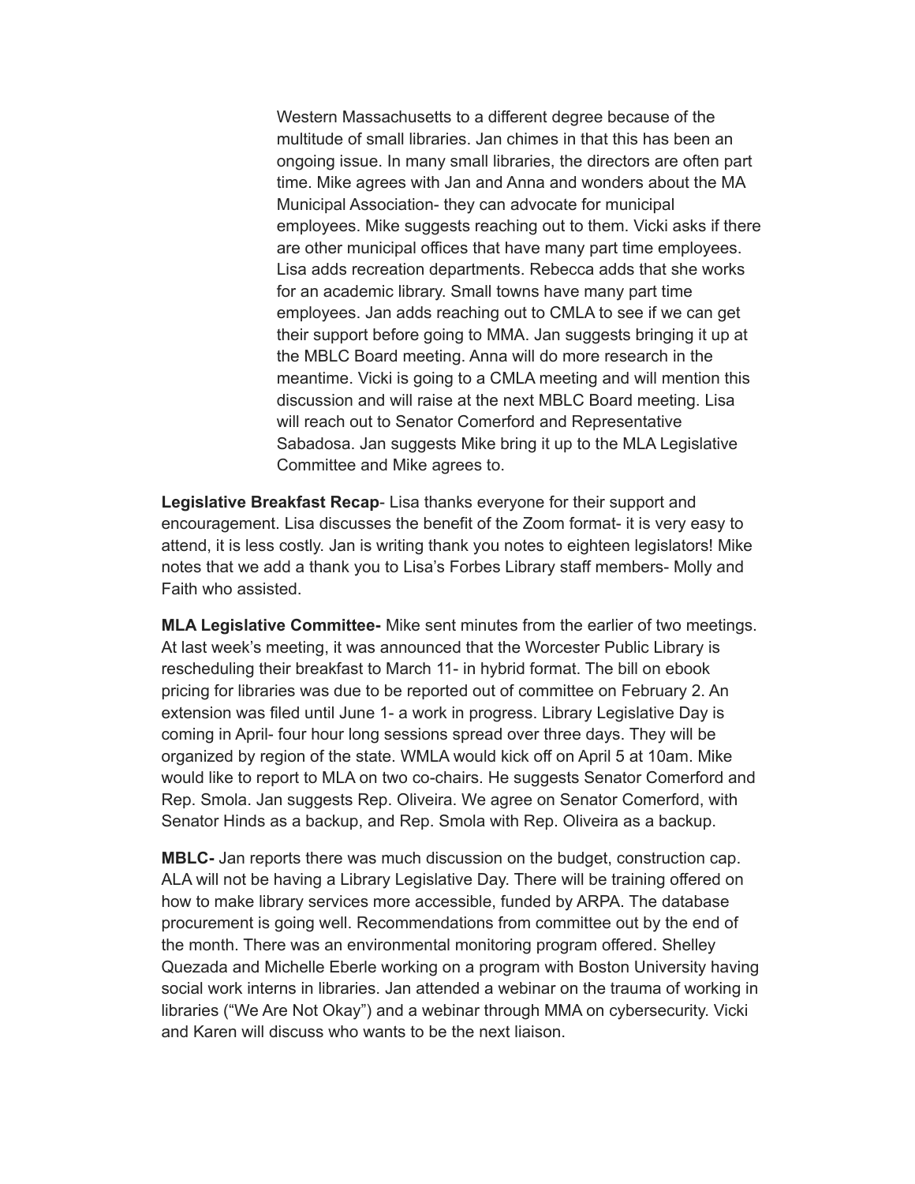Western Massachusetts to a different degree because of the multitude of small libraries. Jan chimes in that this has been an ongoing issue. In many small libraries, the directors are often part time. Mike agrees with Jan and Anna and wonders about the MA Municipal Association- they can advocate for municipal employees. Mike suggests reaching out to them. Vicki asks if there are other municipal offices that have many part time employees. Lisa adds recreation departments. Rebecca adds that she works for an academic library. Small towns have many part time employees. Jan adds reaching out to CMLA to see if we can get their support before going to MMA. Jan suggests bringing it up at the MBLC Board meeting. Anna will do more research in the meantime. Vicki is going to a CMLA meeting and will mention this discussion and will raise at the next MBLC Board meeting. Lisa will reach out to Senator Comerford and Representative Sabadosa. Jan suggests Mike bring it up to the MLA Legislative Committee and Mike agrees to.

**Legislative Breakfast Recap**- Lisa thanks everyone for their support and encouragement. Lisa discusses the benefit of the Zoom format- it is very easy to attend, it is less costly. Jan is writing thank you notes to eighteen legislators! Mike notes that we add a thank you to Lisa's Forbes Library staff members- Molly and Faith who assisted.

**MLA Legislative Committee-** Mike sent minutes from the earlier of two meetings. At last week's meeting, it was announced that the Worcester Public Library is rescheduling their breakfast to March 11- in hybrid format. The bill on ebook pricing for libraries was due to be reported out of committee on February 2. An extension was filed until June 1- a work in progress. Library Legislative Day is coming in April- four hour long sessions spread over three days. They will be organized by region of the state. WMLA would kick off on April 5 at 10am. Mike would like to report to MLA on two co-chairs. He suggests Senator Comerford and Rep. Smola. Jan suggests Rep. Oliveira. We agree on Senator Comerford, with Senator Hinds as a backup, and Rep. Smola with Rep. Oliveira as a backup.

**MBLC-** Jan reports there was much discussion on the budget, construction cap. ALA will not be having a Library Legislative Day. There will be training offered on how to make library services more accessible, funded by ARPA. The database procurement is going well. Recommendations from committee out by the end of the month. There was an environmental monitoring program offered. Shelley Quezada and Michelle Eberle working on a program with Boston University having social work interns in libraries. Jan attended a webinar on the trauma of working in libraries ("We Are Not Okay") and a webinar through MMA on cybersecurity. Vicki and Karen will discuss who wants to be the next liaison.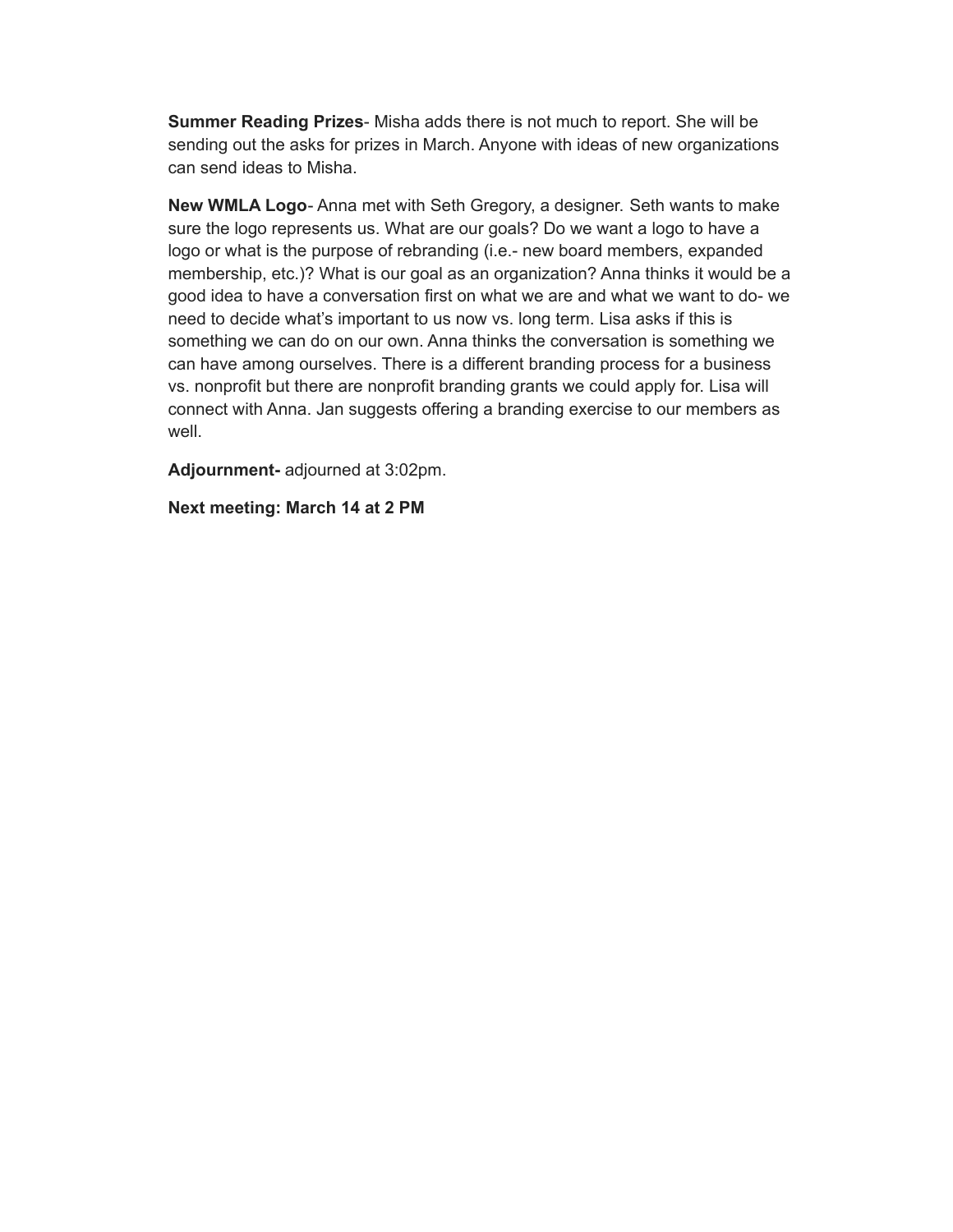**Summer Reading Prizes**- Misha adds there is not much to report. She will be sending out the asks for prizes in March. Anyone with ideas of new organizations can send ideas to Misha.

**New WMLA Logo**- Anna met with Seth Gregory, a designer. Seth wants to make sure the logo represents us. What are our goals? Do we want a logo to have a logo or what is the purpose of rebranding (i.e.- new board members, expanded membership, etc.)? What is our goal as an organization? Anna thinks it would be a good idea to have a conversation first on what we are and what we want to do- we need to decide what's important to us now vs. long term. Lisa asks if this is something we can do on our own. Anna thinks the conversation is something we can have among ourselves. There is a different branding process for a business vs. nonprofit but there are nonprofit branding grants we could apply for. Lisa will connect with Anna. Jan suggests offering a branding exercise to our members as well.

**Adjournment-** adjourned at 3:02pm.

**Next meeting: March 14 at 2 PM**